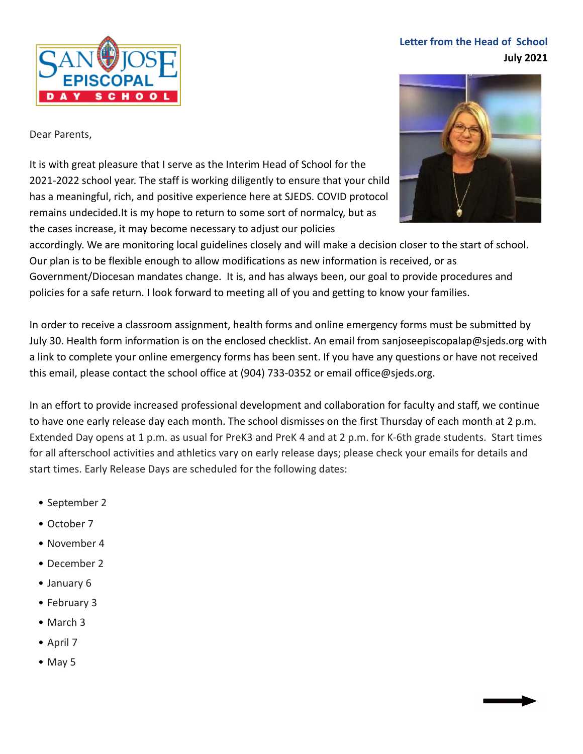**Letter from the Head of School**
**July 2021**

Dear Parents,

It is with great pleasure that I serve as the Interim Head of School for the 2021-2022 school year. The staff is working diligently to ensure that your child has a meaningful, rich, and positive experience here at SJEDS. COVID protocol remains undecided.It is my hope to return to some sort of normalcy, but as the cases increase, it may become necessary to adjust our policies accordingly. We are monitoring local guidelines closely and will make a decision closer to the start of school. Our plan is to be flexible enough to allow modifications as new information is received, or as Government/Diocesan mandates change. It is, and has always been, our goal to provide procedures and policies for a safe return. I look forward to meeting all of you and getting to know your families.

In order to receive a classroom assignment, health forms and online emergency forms must be submitted by July 30. Health form information is on the enclosed checklist. An email from sanjoseepiscopalap@sjeds.org with a link to complete your online emergency forms has been sent. If you have any questions or have not received this email, please contact the school office at (904) 733-0352 or email office@sjeds.org.

In an effort to provide increased professional development and collaboration for faculty and staff, we continue to have one early release day each month. The school dismisses on the first Thursday of each month at 2 p.m. Extended Day opens at 1 p.m. as usual for PreK3 and PreK 4 and at 2 p.m. for K-6th grade students. Start times for all afterschool activities and athletics vary on early release days; please check your emails for details and start times. Early Release Days are scheduled for the following dates:

- September 2
- October 7
- November 4
- December 2
- January 6
- February 3
- March 3
- April 7
- May 5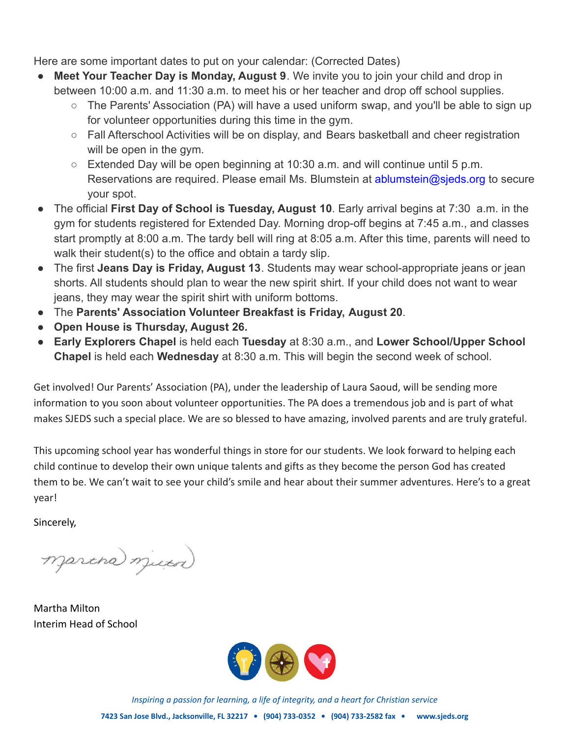Here are some important dates to put on your calendar: (Corrected Dates)

- **Meet Your Teacher Day is Monday, August 9**. We invite you to join your child and drop in between 10:00 a.m. and 11:30 a.m. to meet his or her teacher and drop off school supplies.
  - The Parents' Association (PA) will have a used uniform swap, and you'll be able to sign up for volunteer opportunities during this time in the gym.
  - Fall Afterschool Activities will be on display, and Bears basketball and cheer registration will be open in the gym.
  - Extended Day will be open beginning at 10:30 a.m. and will continue until 5 p.m. Reservations are required. Please email Ms. Blumstein at ablumstein@sjeds.org to secure your spot.
- The official **First Day of School is Tuesday, August 10**. Early arrival begins at 7:30 a.m. in the gym for students registered for Extended Day. Morning drop-off begins at 7:45 a.m., and classes start promptly at 8:00 a.m. The tardy bell will ring at 8:05 a.m. After this time, parents will need to walk their student(s) to the office and obtain a tardy slip.
- The first **Jeans Day is Friday, August 13**. Students may wear school-appropriate jeans or jean shorts. All students should plan to wear the new spirit shirt. If your child does not want to wear jeans, they may wear the spirit shirt with uniform bottoms.
- The **Parents' Association Volunteer Breakfast is Friday, August 20**.
- **Open House is Thursday, August 26.**
- **Early Explorers Chapel** is held each **Tuesday** at 8:30 a.m., and **Lower School/Upper School Chapel** is held each **Wednesday** at 8:30 a.m. This will begin the second week of school.

Get involved! Our Parents' Association (PA), under the leadership of Laura Saoud, will be sending more information to you soon about volunteer opportunities. The PA does a tremendous job and is part of what makes SJEDS such a special place. We are so blessed to have amazing, involved parents and are truly grateful.

This upcoming school year has wonderful things in store for our students. We look forward to helping each child continue to develop their own unique talents and gifts as they become the person God has created them to be. We can't wait to see your child's smile and hear about their summer adventures. Here's to a great year!

Sincerely,

Martha Milton

Martha Milton
Interim Head of School

*Inspiring a passion for learning, a life of integrity, and a heart for Christian service*

**7423 San Jose Blvd., Jacksonville, FL 32217 • (904) 733-0352 • (904) 733-2582 fax • www.sjeds.org**